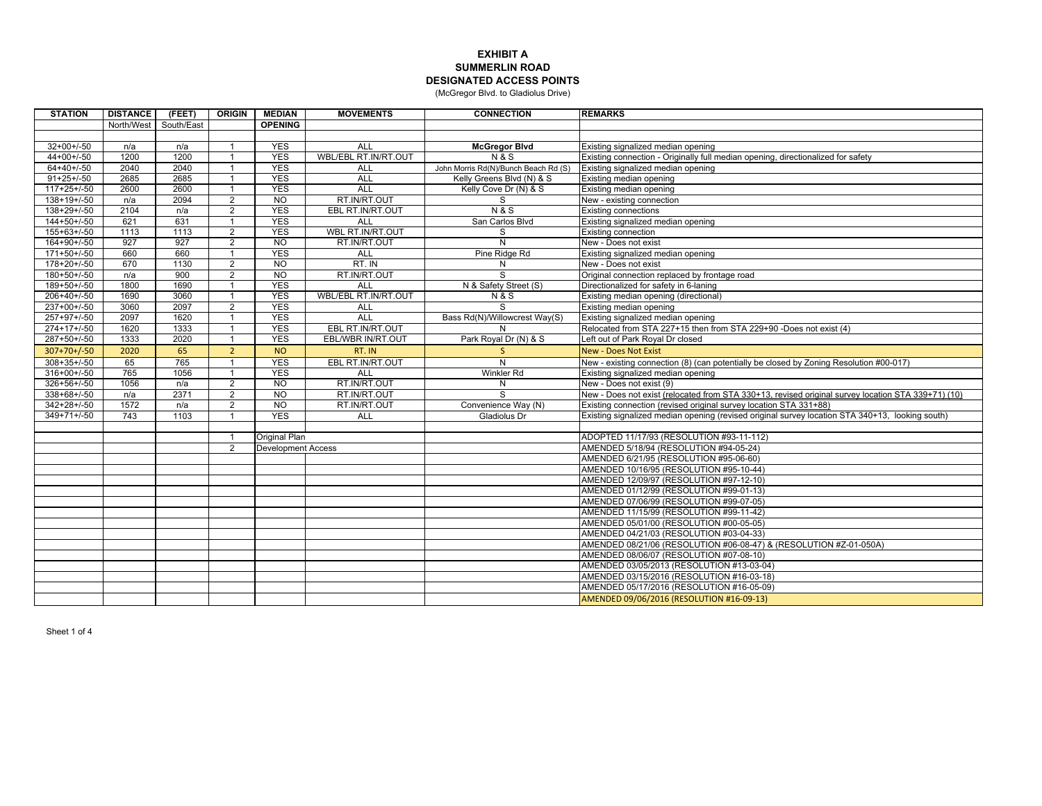# EXHIBIT A
## SUMMERLIN ROAD
## DESIGNATED ACCESS POINTS
(McGregor Blvd. to Gladiolus Drive)

| STATION | DISTANCE | (FEET) | ORIGIN | MEDIAN | MOVEMENTS | CONNECTION | REMARKS |
|---|---|---|---|---|---|---|---|
| | North/West | South/East | | OPENING | | | |
| | | | | | | | |
| 32+00+/-50 | n/a | n/a | 1 | YES | ALL | **McGregor Blvd** | Existing signalized median opening |
| 44+00+/-50 | 1200 | 1200 | 1 | YES | WBL/EBL RT.IN/RT.OUT | N & S | Existing connection - Originally full median opening, directionalized for safety |
| 64+40+/-50 | 2040 | 2040 | 1 | YES | ALL | John Morris Rd(N)/Bunch Beach Rd (S) | Existing signalized median opening |
| 91+25+/-50 | 2685 | 2685 | 1 | YES | ALL | Kelly Greens Blvd (N) & S | Existing median opening |
| 117+25+/-50 | 2600 | 2600 | 1 | YES | ALL | Kelly Cove Dr (N) & S | Existing median opening |
| 138+19+/-50 | n/a | 2094 | 2 | NO | RT.IN/RT.OUT | S | New - existing connection |
| 138+29+/-50 | 2104 | n/a | 2 | YES | EBL RT.IN/RT.OUT | N & S | Existing connections |
| 144+50+/-50 | 621 | 631 | 1 | YES | ALL | San Carlos Blvd | Existing signalized median opening |
| 155+63+/-50 | 1113 | 1113 | 2 | YES | WBL RT.IN/RT.OUT | S | Existing connection |
| 164+90+/-50 | 927 | 927 | 2 | NO | RT.IN/RT.OUT | N | New - Does not exist |
| 171+50+/-50 | 660 | 660 | 1 | YES | ALL | Pine Ridge Rd | Existing signalized median opening |
| 178+20+/-50 | 670 | 1130 | 2 | NO | RT. IN | N | New - Does not exist |
| 180+50+/-50 | n/a | 900 | 2 | NO | RT.IN/RT.OUT | S | Original connection replaced by frontage road |
| 189+50+/-50 | 1800 | 1690 | 1 | YES | ALL | N & Safety Street (S) | Directionalized for safety in 6-laning |
| 206+40+/-50 | 1690 | 3060 | 1 | YES | WBL/EBL RT.IN/RT.OUT | N & S | Existing median opening (directional) |
| 237+00+/-50 | 3060 | 2097 | 2 | YES | ALL | S | Existing median opening |
| 257+97+/-50 | 2097 | 1620 | 1 | YES | ALL | Bass Rd(N)/Willowcrest Way(S) | Existing signalized median opening |
| 274+17+/-50 | 1620 | 1333 | 1 | YES | EBL RT.IN/RT.OUT | N | Relocated from STA 227+15 then from STA 229+90 -Does not exist (4) |
| 287+50+/-50 | 1333 | 2020 | 1 | YES | EBL/WBR IN/RT.OUT | Park Royal Dr (N) & S | Left out of Park Royal Dr closed |
| 307+70+/-50 | 2020 | 65 | 2 | NO | RT. IN | S | New - Does Not Exist |
| 308+35+/-50 | 65 | 765 | 1 | YES | EBL RT.IN/RT.OUT | N | New - existing connection (8) (can potentially be closed by Zoning Resolution #00-017) |
| 316+00+/-50 | 765 | 1056 | 1 | YES | ALL | Winkler Rd | Existing signalized median opening |
| 326+56+/-50 | 1056 | n/a | 2 | NO | RT.IN/RT.OUT | N | New - Does not exist (9) |
| 338+68+/-50 | n/a | 2371 | 2 | NO | RT.IN/RT.OUT | S | New - Does not exist (relocated from STA 330+13, revised original survey location STA 339+71) (10) |
| 342+28+/-50 | 1572 | n/a | 2 | NO | RT.IN/RT.OUT | Convenience Way (N) | Existing connection (revised original survey location STA 331+88) |
| 349+71+/-50 | 743 | 1103 | 1 | YES | ALL | Gladiolus Dr | Existing signalized median opening (revised original survey location STA 340+13, looking south) |
| | | | | | | | |
| | | | 1 | Original Plan | | | ADOPTED 11/17/93 (RESOLUTION #93-11-112) |
| | | | 2 | Development Access | | | AMENDED 5/18/94 (RESOLUTION #94-05-24) |
| | | | | | | | AMENDED 6/21/95 (RESOLUTION #95-06-60) |
| | | | | | | | AMENDED 10/16/95 (RESOLUTION #95-10-44) |
| | | | | | | | AMENDED 12/09/97 (RESOLUTION #97-12-10) |
| | | | | | | | AMENDED 01/12/99 (RESOLUTION #99-01-13) |
| | | | | | | | AMENDED 07/06/99 (RESOLUTION #99-07-05) |
| | | | | | | | AMENDED 11/15/99 (RESOLUTION #99-11-42) |
| | | | | | | | AMENDED 05/01/00 (RESOLUTION #00-05-05) |
| | | | | | | | AMENDED 04/21/03 (RESOLUTION #03-04-33) |
| | | | | | | | AMENDED 08/21/06 (RESOLUTION #06-08-47) & (RESOLUTION #Z-01-050A) |
| | | | | | | | AMENDED 08/06/07 (RESOLUTION #07-08-10) |
| | | | | | | | AMENDED 03/05/2013 (RESOLUTION #13-03-04) |
| | | | | | | | AMENDED 03/15/2016 (RESOLUTION #16-03-18) |
| | | | | | | | AMENDED 05/17/2016 (RESOLUTION #16-05-09) |
| | | | | | | | AMENDED 09/06/2016 (RESOLUTION #16-09-13) |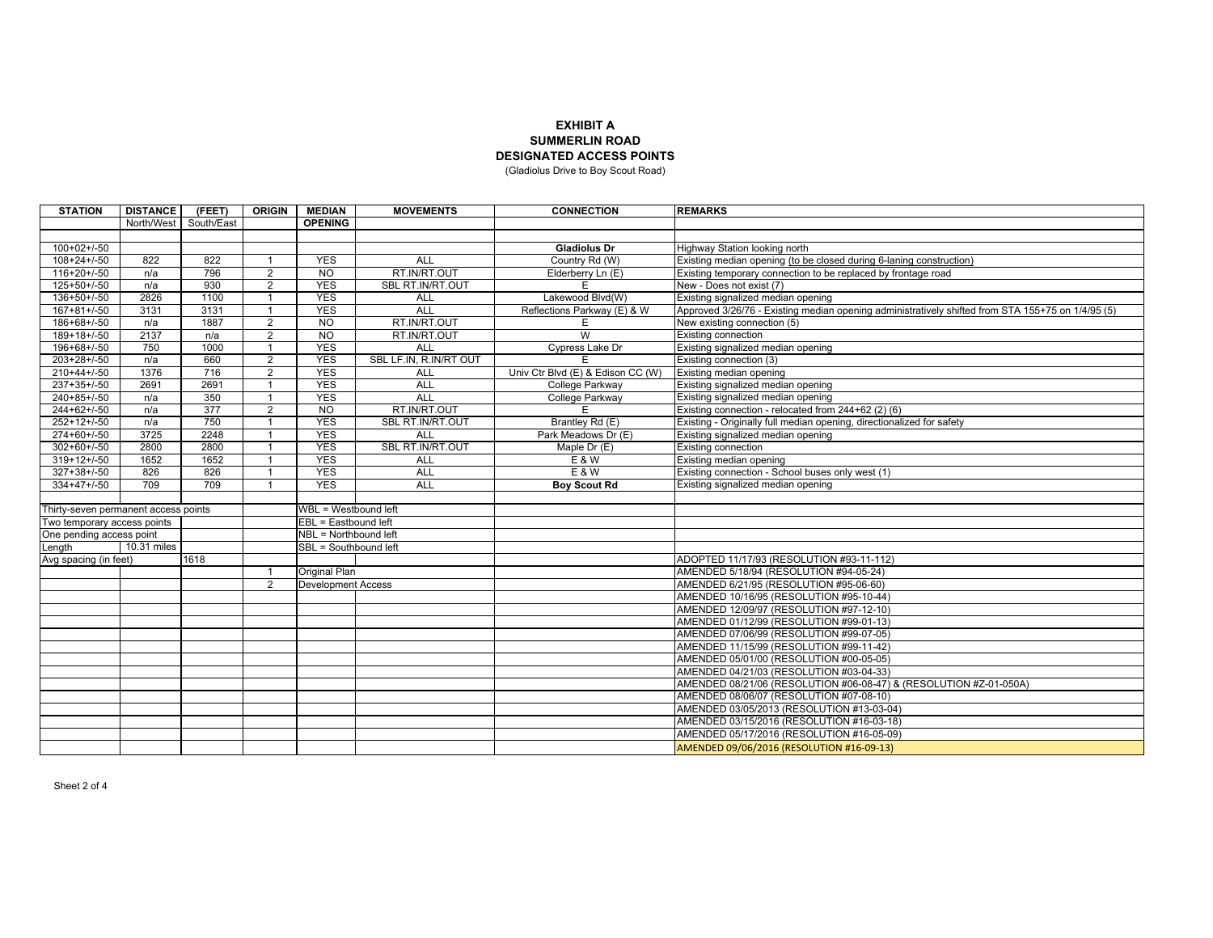**EXHIBIT A**
**SUMMERLIN ROAD**
**DESIGNATED ACCESS POINTS**
(Gladiolus Drive to Boy Scout Road)

| STATION | DISTANCE | (FEET) | ORIGIN | MEDIAN | MOVEMENTS | CONNECTION | REMARKS |
|---|---|---|---|---|---|---|---|
| | North/West | South/East | | OPENING | | | |
| | | | | | | | |
| 100+02+/-50 | | | | | | **Gladiolus Dr** | Highway Station looking north |
| 108+24+/-50 | 822 | 822 | 1 | YES | ALL | Country Rd (W) | Existing median opening (to be closed during 6-laning construction) |
| 116+20+/-50 | n/a | 796 | 2 | NO | RT.IN/RT.OUT | Elderberry Ln (E) | Existing temporary connection to be replaced by frontage road |
| 125+50+/-50 | n/a | 930 | 2 | YES | SBL RT.IN/RT.OUT | E | New - Does not exist (7) |
| 136+50+/-50 | 2826 | 1100 | 1 | YES | ALL | Lakewood Blvd(W) | Existing signalized median opening |
| 167+81+/-50 | 3131 | 3131 | 1 | YES | ALL | Reflections Parkway (E) & W | Approved 3/26/76 - Existing median opening administratively shifted from STA 155+75 on 1/4/95 (5) |
| 186+68+/-50 | n/a | 1887 | 2 | NO | RT.IN/RT.OUT | E | New existing connection (5) |
| 189+18+/-50 | 2137 | n/a | 2 | NO | RT.IN/RT.OUT | W | Existing connection |
| 196+68+/-50 | 750 | 1000 | 1 | YES | ALL | Cypress Lake Dr | Existing signalized median opening |
| 203+28+/-50 | n/a | 660 | 2 | YES | SBL LF.IN, R.IN/RT OUT | E | Existing connection (3) |
| 210+44+/-50 | 1376 | 716 | 2 | YES | ALL | Univ Ctr Blvd (E) & Edison CC (W) | Existing median opening |
| 237+35+/-50 | 2691 | 2691 | 1 | YES | ALL | College Parkway | Existing signalized median opening |
| 240+85+/-50 | n/a | 350 | 1 | YES | ALL | College Parkway | Existing signalized median opening |
| 244+62+/-50 | n/a | 377 | 2 | NO | RT.IN/RT.OUT | E | Existing connection - relocated from 244+62 (2) (6) |
| 252+12+/-50 | n/a | 750 | 1 | YES | SBL RT.IN/RT.OUT | Brantley Rd (E) | Existing - Originally full median opening, directionalized for safety |
| 274+60+/-50 | 3725 | 2248 | 1 | YES | ALL | Park Meadows Dr (E) | Existing signalized median opening |
| 302+60+/-50 | 2800 | 2800 | 1 | YES | SBL RT.IN/RT.OUT | Maple Dr (E) | Existing connection |
| 319+12+/-50 | 1652 | 1652 | 1 | YES | ALL | E & W | Existing median opening |
| 327+38+/-50 | 826 | 826 | 1 | YES | ALL | E & W | Existing connection - School buses only west (1) |
| 334+47+/-50 | 709 | 709 | 1 | YES | ALL | **Boy Scout Rd** | Existing signalized median opening |
| | | | | | | | |
| Thirty-seven permanent access points | | | | WBL = Westbound left | | | |
| Two temporary access points | | | | EBL = Eastbound left | | | |
| One pending access point | | | | NBL = Northbound left | | | |
| Length | 10.31 miles | | | SBL = Southbound left | | | |
| Avg spacing (in feet) | | 1618 | | | | | ADOPTED 11/17/93 (RESOLUTION #93-11-112) |
| | | | 1 | Original Plan | | | AMENDED 5/18/94 (RESOLUTION #94-05-24) |
| | | | 2 | Development Access | | | AMENDED 6/21/95 (RESOLUTION #95-06-60) |
| | | | | | | | AMENDED 10/16/95 (RESOLUTION #95-10-44) |
| | | | | | | | AMENDED 12/09/97 (RESOLUTION #97-12-10) |
| | | | | | | | AMENDED 01/12/99 (RESOLUTION #99-01-13) |
| | | | | | | | AMENDED 07/06/99 (RESOLUTION #99-07-05) |
| | | | | | | | AMENDED 11/15/99 (RESOLUTION #99-11-42) |
| | | | | | | | AMENDED 05/01/00 (RESOLUTION #00-05-05) |
| | | | | | | | AMENDED 04/21/03 (RESOLUTION #03-04-33) |
| | | | | | | | AMENDED 08/21/06 (RESOLUTION #06-08-47) & (RESOLUTION #Z-01-050A) |
| | | | | | | | AMENDED 08/06/07 (RESOLUTION #07-08-10) |
| | | | | | | | AMENDED 03/05/2013 (RESOLUTION #13-03-04) |
| | | | | | | | AMENDED 03/15/2016 (RESOLUTION #16-03-18) |
| | | | | | | | AMENDED 05/17/2016 (RESOLUTION #16-05-09) |
| | | | | | | | AMENDED 09/06/2016 (RESOLUTION #16-09-13) |